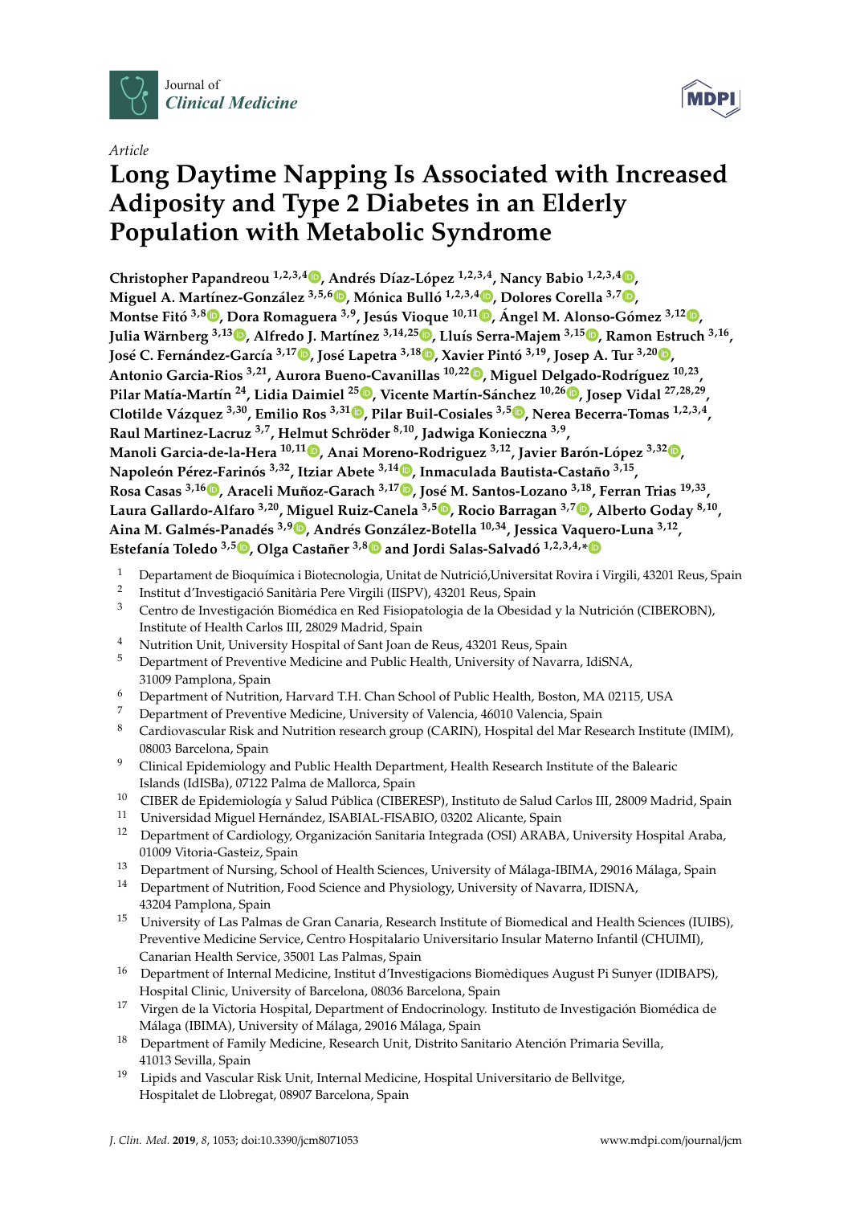Journal of Clinical Medicine

*Article*

# Long Daytime Napping Is Associated with Increased Adiposity and Type 2 Diabetes in an Elderly Population with Metabolic Syndrome

**Christopher Papandreou [1,2,3,4], Andrés Díaz-López [1,2,3,4], Nancy Babio [1,2,3,4], Miguel A. Martínez-González [3,5,6], Mónica Bulló [1,2,3,4], Dolores Corella [3,7], Montse Fitó [3,8], Dora Romaguera [3,9], Jesús Vioque [10,11], Ángel M. Alonso-Gómez [3,12], Julia Wärnberg [3,13], Alfredo J. Martínez [3,14,25], Lluís Serra-Majem [3,15], Ramon Estruch [3,16], José C. Fernández-García [3,17], José Lapetra [3,18], Xavier Pintó [3,19], Josep A. Tur [3,20], Antonio Garcia-Rios [3,21], Aurora Bueno-Cavanillas [10,22], Miguel Delgado-Rodríguez [10,23], Pilar Matía-Martín [24], Lidia Daimiel [25], Vicente Martín-Sánchez [10,26], Josep Vidal [27,28,29], Clotilde Vázquez [3,30], Emilio Ros [3,31], Pilar Buil-Cosiales [3,5], Nerea Becerra-Tomas [1,2,3,4], Raul Martinez-Lacruz [3,7], Helmut Schröder [8,10], Jadwiga Konieczna [3,9], Manoli Garcia-de-la-Hera [10,11], Anai Moreno-Rodriguez [3,12], Javier Barón-López [3,32], Napoleón Pérez-Farinós [3,32], Itziar Abete [3,14], Inmaculada Bautista-Castaño [3,15], Rosa Casas [3,16], Araceli Muñoz-Garach [3,17], José M. Santos-Lozano [3,18], Ferran Trias [19,33], Laura Gallardo-Alfaro [3,20], Miguel Ruiz-Canela [3,5], Rocio Barragan [3,7], Alberto Goday [8,10], Aina M. Galmés-Panadés [3,9], Andrés González-Botella [10,34], Jessica Vaquero-Luna [3,12], Estefanía Toledo [3,5], Olga Castañer [3,8] and Jordi Salas-Salvadó [1,2,3,4,*]**

1. Departament de Bioquímica i Biotecnologia, Unitat de Nutrició,Universitat Rovira i Virgili, 43201 Reus, Spain
2. Institut d'Investigació Sanitària Pere Virgili (IISPV), 43201 Reus, Spain
3. Centro de Investigación Biomédica en Red Fisiopatologia de la Obesidad y la Nutrición (CIBEROBN), Institute of Health Carlos III, 28029 Madrid, Spain
4. Nutrition Unit, University Hospital of Sant Joan de Reus, 43201 Reus, Spain
5. Department of Preventive Medicine and Public Health, University of Navarra, IdiSNA, 31009 Pamplona, Spain
6. Department of Nutrition, Harvard T.H. Chan School of Public Health, Boston, MA 02115, USA
7. Department of Preventive Medicine, University of Valencia, 46010 Valencia, Spain
8. Cardiovascular Risk and Nutrition research group (CARIN), Hospital del Mar Research Institute (IMIM), 08003 Barcelona, Spain
9. Clinical Epidemiology and Public Health Department, Health Research Institute of the Balearic Islands (IdISBa), 07122 Palma de Mallorca, Spain
10. CIBER de Epidemiología y Salud Pública (CIBERESP), Instituto de Salud Carlos III, 28009 Madrid, Spain
11. Universidad Miguel Hernández, ISABIAL-FISABIO, 03202 Alicante, Spain
12. Department of Cardiology, Organización Sanitaria Integrada (OSI) ARABA, University Hospital Araba, 01009 Vitoria-Gasteiz, Spain
13. Department of Nursing, School of Health Sciences, University of Málaga-IBIMA, 29016 Málaga, Spain
14. Department of Nutrition, Food Science and Physiology, University of Navarra, IDISNA, 43204 Pamplona, Spain
15. University of Las Palmas de Gran Canaria, Research Institute of Biomedical and Health Sciences (IUIBS), Preventive Medicine Service, Centro Hospitalario Universitario Insular Materno Infantil (CHUIMI), Canarian Health Service, 35001 Las Palmas, Spain
16. Department of Internal Medicine, Institut d'Investigacions Biomèdiques August Pi Sunyer (IDIBAPS), Hospital Clinic, University of Barcelona, 08036 Barcelona, Spain
17. Virgen de la Victoria Hospital, Department of Endocrinology. Instituto de Investigación Biomédica de Málaga (IBIMA), University of Málaga, 29016 Málaga, Spain
18. Department of Family Medicine, Research Unit, Distrito Sanitario Atención Primaria Sevilla, 41013 Sevilla, Spain
19. Lipids and Vascular Risk Unit, Internal Medicine, Hospital Universitario de Bellvitge, Hospitalet de Llobregat, 08907 Barcelona, Spain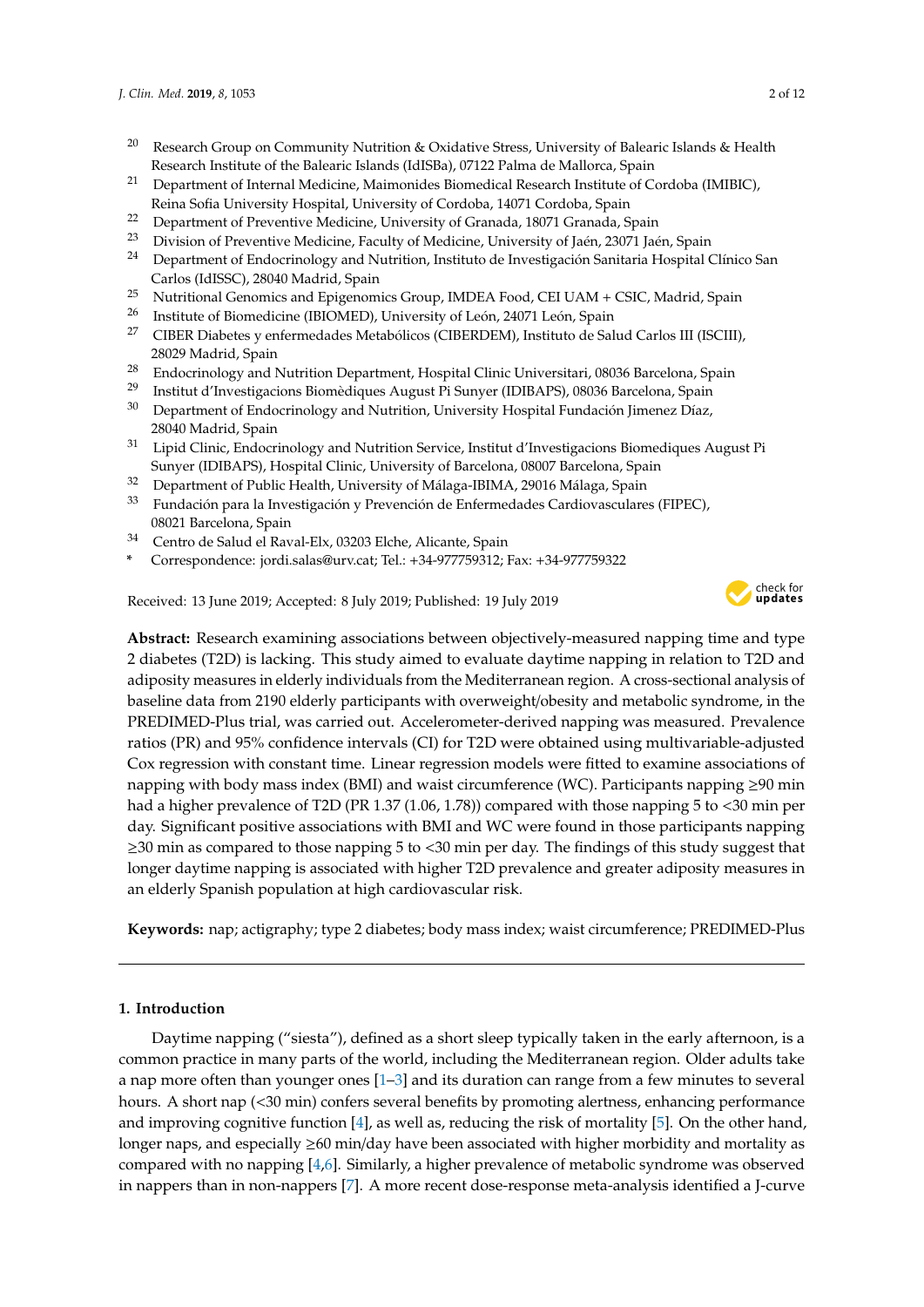[20] Research Group on Community Nutrition & Oxidative Stress, University of Balearic Islands & Health Research Institute of the Balearic Islands (IdISBa), 07122 Palma de Mallorca, Spain
[21] Department of Internal Medicine, Maimonides Biomedical Research Institute of Cordoba (IMIBIC), Reina Sofia University Hospital, University of Cordoba, 14071 Cordoba, Spain
[22] Department of Preventive Medicine, University of Granada, 18071 Granada, Spain
[23] Division of Preventive Medicine, Faculty of Medicine, University of Jaén, 23071 Jaén, Spain
[24] Department of Endocrinology and Nutrition, Instituto de Investigación Sanitaria Hospital Clínico San Carlos (IdISSC), 28040 Madrid, Spain
[25] Nutritional Genomics and Epigenomics Group, IMDEA Food, CEI UAM + CSIC, Madrid, Spain
[26] Institute of Biomedicine (IBIOMED), University of León, 24071 León, Spain
[27] CIBER Diabetes y enfermedades Metabólicos (CIBERDEM), Instituto de Salud Carlos III (ISCIII), 28029 Madrid, Spain
[28] Endocrinology and Nutrition Department, Hospital Clinic Universitari, 08036 Barcelona, Spain
[29] Institut d'Investigacions Biomèdiques August Pi Sunyer (IDIBAPS), 08036 Barcelona, Spain
[30] Department of Endocrinology and Nutrition, University Hospital Fundación Jimenez Díaz, 28040 Madrid, Spain
[31] Lipid Clinic, Endocrinology and Nutrition Service, Institut d'Investigacions Biomediques August Pi Sunyer (IDIBAPS), Hospital Clinic, University of Barcelona, 08007 Barcelona, Spain
[32] Department of Public Health, University of Málaga-IBIMA, 29016 Málaga, Spain
[33] Fundación para la Investigación y Prevención de Enfermedades Cardiovasculares (FIPEC), 08021 Barcelona, Spain
[34] Centro de Salud el Raval-Elx, 03203 Elche, Alicante, Spain
* Correspondence: jordi.salas@urv.cat; Tel.: +34-977759312; Fax: +34-977759322

Received: 13 June 2019; Accepted: 8 July 2019; Published: 19 July 2019

**Abstract:** Research examining associations between objectively-measured napping time and type 2 diabetes (T2D) is lacking. This study aimed to evaluate daytime napping in relation to T2D and adiposity measures in elderly individuals from the Mediterranean region. A cross-sectional analysis of baseline data from 2190 elderly participants with overweight/obesity and metabolic syndrome, in the PREDIMED-Plus trial, was carried out. Accelerometer-derived napping was measured. Prevalence ratios (PR) and 95% confidence intervals (CI) for T2D were obtained using multivariable-adjusted Cox regression with constant time. Linear regression models were fitted to examine associations of napping with body mass index (BMI) and waist circumference (WC). Participants napping ≥90 min had a higher prevalence of T2D (PR 1.37 (1.06, 1.78)) compared with those napping 5 to <30 min per day. Significant positive associations with BMI and WC were found in those participants napping ≥30 min as compared to those napping 5 to <30 min per day. The findings of this study suggest that longer daytime napping is associated with higher T2D prevalence and greater adiposity measures in an elderly Spanish population at high cardiovascular risk.

**Keywords:** nap; actigraphy; type 2 diabetes; body mass index; waist circumference; PREDIMED-Plus

## 1. Introduction

Daytime napping ("siesta"), defined as a short sleep typically taken in the early afternoon, is a common practice in many parts of the world, including the Mediterranean region. Older adults take a nap more often than younger ones [1–3] and its duration can range from a few minutes to several hours. A short nap (<30 min) confers several benefits by promoting alertness, enhancing performance and improving cognitive function [4], as well as, reducing the risk of mortality [5]. On the other hand, longer naps, and especially ≥60 min/day have been associated with higher morbidity and mortality as compared with no napping [4,6]. Similarly, a higher prevalence of metabolic syndrome was observed in nappers than in non-nappers [7]. A more recent dose-response meta-analysis identified a J-curve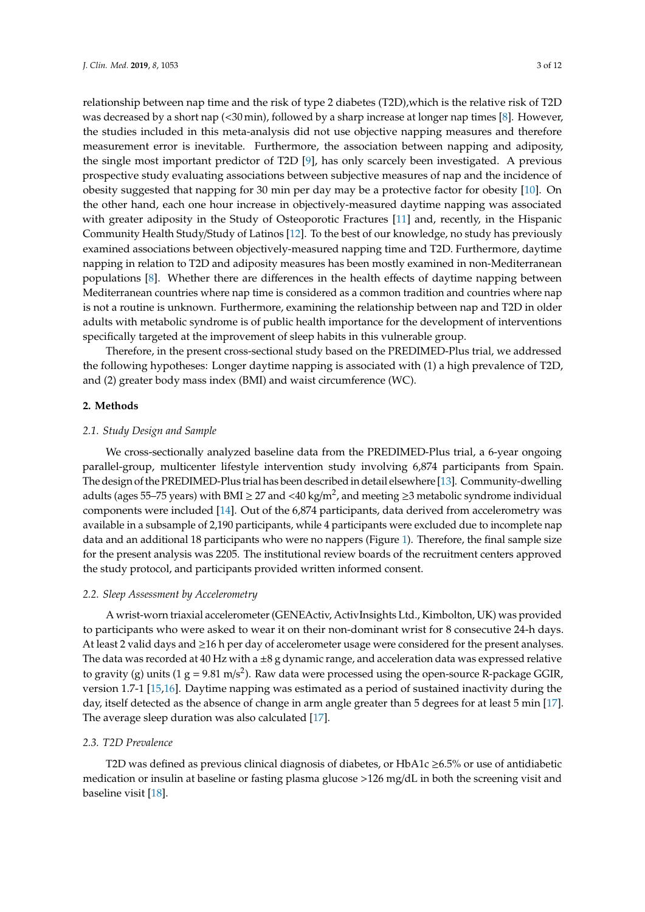relationship between nap time and the risk of type 2 diabetes (T2D),which is the relative risk of T2D was decreased by a short nap (<30 min), followed by a sharp increase at longer nap times [8]. However, the studies included in this meta-analysis did not use objective napping measures and therefore measurement error is inevitable. Furthermore, the association between napping and adiposity, the single most important predictor of T2D [9], has only scarcely been investigated. A previous prospective study evaluating associations between subjective measures of nap and the incidence of obesity suggested that napping for 30 min per day may be a protective factor for obesity [10]. On the other hand, each one hour increase in objectively-measured daytime napping was associated with greater adiposity in the Study of Osteoporotic Fractures [11] and, recently, in the Hispanic Community Health Study/Study of Latinos [12]. To the best of our knowledge, no study has previously examined associations between objectively-measured napping time and T2D. Furthermore, daytime napping in relation to T2D and adiposity measures has been mostly examined in non-Mediterranean populations [8]. Whether there are differences in the health effects of daytime napping between Mediterranean countries where nap time is considered as a common tradition and countries where nap is not a routine is unknown. Furthermore, examining the relationship between nap and T2D in older adults with metabolic syndrome is of public health importance for the development of interventions specifically targeted at the improvement of sleep habits in this vulnerable group.

Therefore, in the present cross-sectional study based on the PREDIMED-Plus trial, we addressed the following hypotheses: Longer daytime napping is associated with (1) a high prevalence of T2D, and (2) greater body mass index (BMI) and waist circumference (WC).

## 2. Methods

### 2.1. Study Design and Sample

We cross-sectionally analyzed baseline data from the PREDIMED-Plus trial, a 6-year ongoing parallel-group, multicenter lifestyle intervention study involving 6,874 participants from Spain. The design of the PREDIMED-Plus trial has been described in detail elsewhere [13]. Community-dwelling adults (ages 55–75 years) with BMI ≥ 27 and <40 kg/m$^2$, and meeting ≥3 metabolic syndrome individual components were included [14]. Out of the 6,874 participants, data derived from accelerometry was available in a subsample of 2,190 participants, while 4 participants were excluded due to incomplete nap data and an additional 18 participants who were no nappers (Figure 1). Therefore, the final sample size for the present analysis was 2205. The institutional review boards of the recruitment centers approved the study protocol, and participants provided written informed consent.

### 2.2. Sleep Assessment by Accelerometry

A wrist-worn triaxial accelerometer (GENEActiv, ActivInsights Ltd., Kimbolton, UK) was provided to participants who were asked to wear it on their non-dominant wrist for 8 consecutive 24-h days. At least 2 valid days and ≥16 h per day of accelerometer usage were considered for the present analyses. The data was recorded at 40 Hz with a ±8 g dynamic range, and acceleration data was expressed relative to gravity (g) units (1 g = 9.81 m/s$^2$). Raw data were processed using the open-source R-package GGIR, version 1.7-1 [15,16]. Daytime napping was estimated as a period of sustained inactivity during the day, itself detected as the absence of change in arm angle greater than 5 degrees for at least 5 min [17]. The average sleep duration was also calculated [17].

### 2.3. T2D Prevalence

T2D was defined as previous clinical diagnosis of diabetes, or HbA1c ≥6.5% or use of antidiabetic medication or insulin at baseline or fasting plasma glucose >126 mg/dL in both the screening visit and baseline visit [18].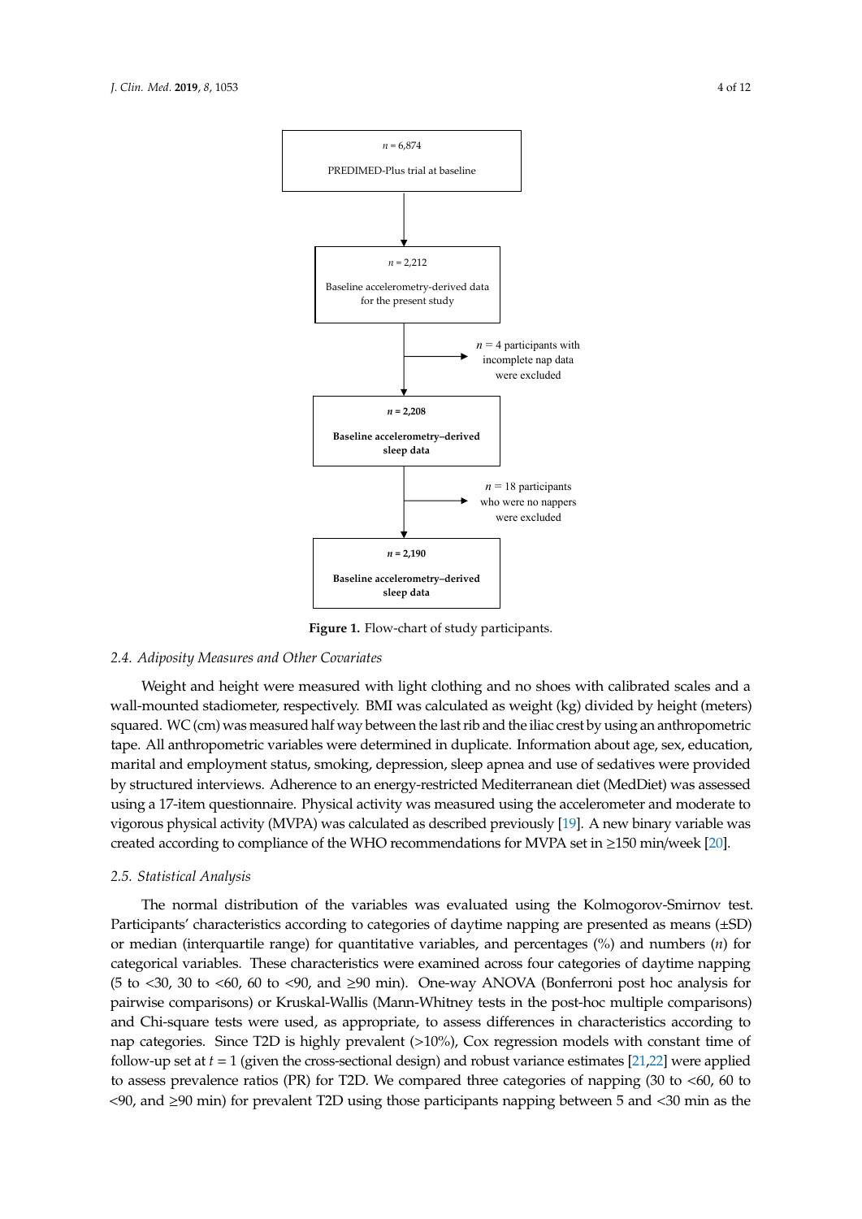n = 6,874

PREDIMED-Plus trial at baseline

↓

n = 2,212

Baseline accelerometry-derived data for the present study

→ n = 4 participants with incomplete nap data were excluded

↓

**n = 2,208**

**Baseline accelerometry–derived sleep data**

→ n = 18 participants who were no nappers were excluded

↓

**n = 2,190**

**Baseline accelerometry–derived sleep data**

**Figure 1.** Flow-chart of study participants.

### 2.4. Adiposity Measures and Other Covariates

Weight and height were measured with light clothing and no shoes with calibrated scales and a wall-mounted stadiometer, respectively. BMI was calculated as weight (kg) divided by height (meters) squared. WC (cm) was measured half way between the last rib and the iliac crest by using an anthropometric tape. All anthropometric variables were determined in duplicate. Information about age, sex, education, marital and employment status, smoking, depression, sleep apnea and use of sedatives were provided by structured interviews. Adherence to an energy-restricted Mediterranean diet (MedDiet) was assessed using a 17-item questionnaire. Physical activity was measured using the accelerometer and moderate to vigorous physical activity (MVPA) was calculated as described previously [19]. A new binary variable was created according to compliance of the WHO recommendations for MVPA set in ≥150 min/week [20].

### 2.5. Statistical Analysis

The normal distribution of the variables was evaluated using the Kolmogorov-Smirnov test. Participants' characteristics according to categories of daytime napping are presented as means (±SD) or median (interquartile range) for quantitative variables, and percentages (%) and numbers ($n$) for categorical variables. These characteristics were examined across four categories of daytime napping (5 to <30, 30 to <60, 60 to <90, and ≥90 min). One-way ANOVA (Bonferroni post hoc analysis for pairwise comparisons) or Kruskal-Wallis (Mann-Whitney tests in the post-hoc multiple comparisons) and Chi-square tests were used, as appropriate, to assess differences in characteristics according to nap categories. Since T2D is highly prevalent (>10%), Cox regression models with constant time of follow-up set at $t = 1$ (given the cross-sectional design) and robust variance estimates [21,22] were applied to assess prevalence ratios (PR) for T2D. We compared three categories of napping (30 to <60, 60 to <90, and ≥90 min) for prevalent T2D using those participants napping between 5 and <30 min as the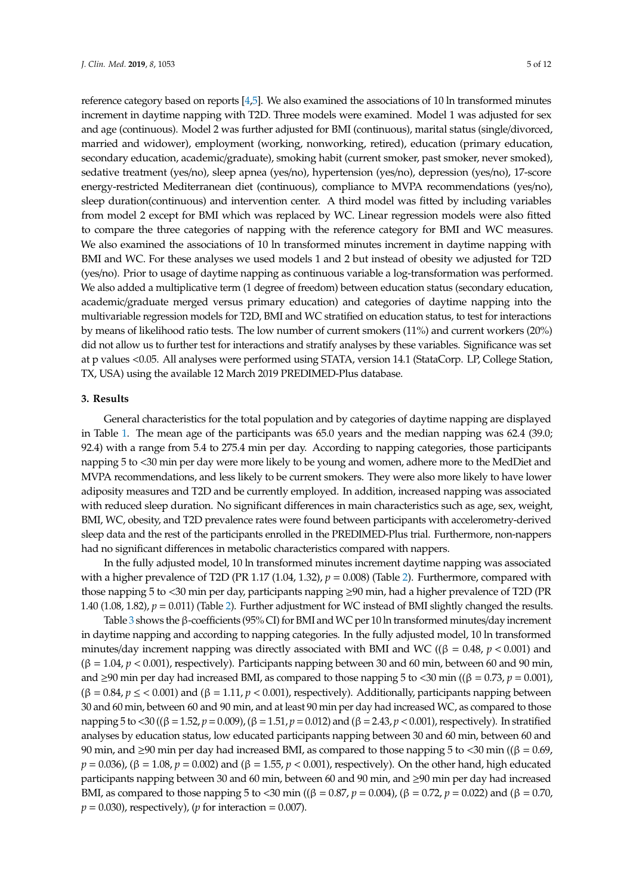reference category based on reports [4,5]. We also examined the associations of 10 ln transformed minutes increment in daytime napping with T2D. Three models were examined. Model 1 was adjusted for sex and age (continuous). Model 2 was further adjusted for BMI (continuous), marital status (single/divorced, married and widower), employment (working, nonworking, retired), education (primary education, secondary education, academic/graduate), smoking habit (current smoker, past smoker, never smoked), sedative treatment (yes/no), sleep apnea (yes/no), hypertension (yes/no), depression (yes/no), 17-score energy-restricted Mediterranean diet (continuous), compliance to MVPA recommendations (yes/no), sleep duration(continuous) and intervention center. A third model was fitted by including variables from model 2 except for BMI which was replaced by WC. Linear regression models were also fitted to compare the three categories of napping with the reference category for BMI and WC measures. We also examined the associations of 10 ln transformed minutes increment in daytime napping with BMI and WC. For these analyses we used models 1 and 2 but instead of obesity we adjusted for T2D (yes/no). Prior to usage of daytime napping as continuous variable a log-transformation was performed. We also added a multiplicative term (1 degree of freedom) between education status (secondary education, academic/graduate merged versus primary education) and categories of daytime napping into the multivariable regression models for T2D, BMI and WC stratified on education status, to test for interactions by means of likelihood ratio tests. The low number of current smokers (11%) and current workers (20%) did not allow us to further test for interactions and stratify analyses by these variables. Significance was set at p values <0.05. All analyses were performed using STATA, version 14.1 (StataCorp. LP, College Station, TX, USA) using the available 12 March 2019 PREDIMED-Plus database.

## 3. Results

General characteristics for the total population and by categories of daytime napping are displayed in Table 1. The mean age of the participants was 65.0 years and the median napping was 62.4 (39.0; 92.4) with a range from 5.4 to 275.4 min per day. According to napping categories, those participants napping 5 to <30 min per day were more likely to be young and women, adhere more to the MedDiet and MVPA recommendations, and less likely to be current smokers. They were also more likely to have lower adiposity measures and T2D and be currently employed. In addition, increased napping was associated with reduced sleep duration. No significant differences in main characteristics such as age, sex, weight, BMI, WC, obesity, and T2D prevalence rates were found between participants with accelerometry-derived sleep data and the rest of the participants enrolled in the PREDIMED-Plus trial. Furthermore, non-nappers had no significant differences in metabolic characteristics compared with nappers.

In the fully adjusted model, 10 ln transformed minutes increment daytime napping was associated with a higher prevalence of T2D (PR 1.17 (1.04, 1.32), $p = 0.008$) (Table 2). Furthermore, compared with those napping 5 to <30 min per day, participants napping ≥90 min, had a higher prevalence of T2D (PR 1.40 (1.08, 1.82), $p = 0.011$) (Table 2). Further adjustment for WC instead of BMI slightly changed the results.

Table 3 shows the β-coefficients (95% CI) for BMI and WC per 10 ln transformed minutes/day increment in daytime napping and according to napping categories. In the fully adjusted model, 10 ln transformed minutes/day increment napping was directly associated with BMI and WC (($\beta = 0.48$, $p < 0.001$) and ($\beta = 1.04$, $p < 0.001$), respectively). Participants napping between 30 and 60 min, between 60 and 90 min, and ≥90 min per day had increased BMI, as compared to those napping 5 to <30 min (($\beta = 0.73$, $p = 0.001$), ($\beta = 0.84$, $p \leq < 0.001$) and ($\beta = 1.11$, $p < 0.001$), respectively). Additionally, participants napping between 30 and 60 min, between 60 and 90 min, and at least 90 min per day had increased WC, as compared to those napping 5 to <30 (($\beta = 1.52$, $p = 0.009$), ($\beta = 1.51$, $p = 0.012$) and ($\beta = 2.43$, $p < 0.001$), respectively). In stratified analyses by education status, low educated participants napping between 30 and 60 min, between 60 and 90 min, and ≥90 min per day had increased BMI, as compared to those napping 5 to <30 min (($\beta = 0.69$, $p = 0.036$), ($\beta = 1.08$, $p = 0.002$) and ($\beta = 1.55$, $p < 0.001$), respectively). On the other hand, high educated participants napping between 30 and 60 min, between 60 and 90 min, and ≥90 min per day had increased BMI, as compared to those napping 5 to <30 min (($\beta = 0.87$, $p = 0.004$), ($\beta = 0.72$, $p = 0.022$) and ($\beta = 0.70$, $p = 0.030$), respectively), ($p$ for interaction = 0.007).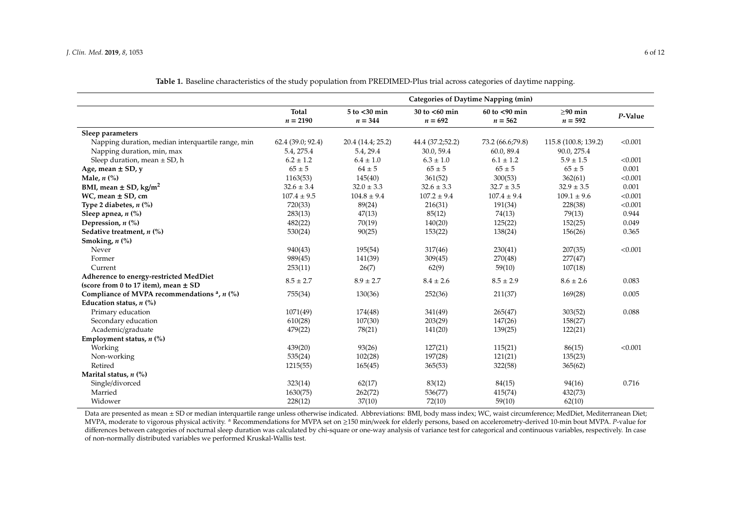**Table 1.** Baseline characteristics of the study population from PREDIMED-Plus trial across categories of daytime napping.

| | | Categories of Daytime Napping (min) | | | | |
|---|---|---|---|---|---|---|
| | **Total** $n = 2190$ | **5 to <30 min** $n = 344$ | **30 to <60 min** $n = 692$ | **60 to <90 min** $n = 562$ | **≥90 min** $n = 592$ | ***P*-Value** |
| **Sleep parameters** | | | | | | |
| Napping duration, median interquartile range, min | 62.4 (39.0; 92.4) | 20.4 (14.4; 25.2) | 44.4 (37.2;52.2) | 73.2 (66.6;79.8) | 115.8 (100.8; 139.2) | <0.001 |
| Napping duration, min, max | 5.4, 275.4 | 5.4, 29.4 | 30.0, 59.4 | 60.0, 89.4 | 90.0, 275.4 | |
| Sleep duration, mean ± SD, h | 6.2 ± 1.2 | 6.4 ± 1.0 | 6.3 ± 1.0 | 6.1 ± 1.2 | 5.9 ± 1.5 | <0.001 |
| **Age, mean ± SD, y** | 65 ± 5 | 64 ± 5 | 65 ± 5 | 65 ± 5 | 65 ± 5 | 0.001 |
| **Male, *n* (%)** | 1163(53) | 145(40) | 361(52) | 300(53) | 362(61) | <0.001 |
| **BMI, mean ± SD, kg/m$^2$** | 32.6 ± 3.4 | 32.0 ± 3.3 | 32.6 ± 3.3 | 32.7 ± 3.5 | 32.9 ± 3.5 | 0.001 |
| **WC, mean ± SD, cm** | 107.4 ± 9.5 | 104.8 ± 9.4 | 107.2 ± 9.4 | 107.4 ± 9.4 | 109.1 ± 9.6 | <0.001 |
| **Type 2 diabetes, *n* (%)** | 720(33) | 89(24) | 216(31) | 191(34) | 228(38) | <0.001 |
| **Sleep apnea, *n* (%)** | 283(13) | 47(13) | 85(12) | 74(13) | 79(13) | 0.944 |
| **Depression, *n* (%)** | 482(22) | 70(19) | 140(20) | 125(22) | 152(25) | 0.049 |
| **Sedative treatment, *n* (%)** | 530(24) | 90(25) | 153(22) | 138(24) | 156(26) | 0.365 |
| **Smoking, *n* (%)** | | | | | | |
| Never | 940(43) | 195(54) | 317(46) | 230(41) | 207(35) | <0.001 |
| Former | 989(45) | 141(39) | 309(45) | 270(48) | 277(47) | |
| Current | 253(11) | 26(7) | 62(9) | 59(10) | 107(18) | |
| **Adherence to energy-restricted MedDiet (score from 0 to 17 item), mean ± SD** | 8.5 ± 2.7 | 8.9 ± 2.7 | 8.4 ± 2.6 | 8.5 ± 2.9 | 8.6 ± 2.6 | 0.083 |
| **Compliance of MVPA recommendations [a], *n* (%)** | 755(34) | 130(36) | 252(36) | 211(37) | 169(28) | 0.005 |
| **Education status, *n* (%)** | | | | | | |
| Primary education | 1071(49) | 174(48) | 341(49) | 265(47) | 303(52) | 0.088 |
| Secondary education | 610(28) | 107(30) | 203(29) | 147(26) | 158(27) | |
| Academic/graduate | 479(22) | 78(21) | 141(20) | 139(25) | 122(21) | |
| **Employment status, *n* (%)** | | | | | | |
| Working | 439(20) | 93(26) | 127(21) | 115(21) | 86(15) | <0.001 |
| Non-working | 535(24) | 102(28) | 197(28) | 121(21) | 135(23) | |
| Retired | 1215(55) | 165(45) | 365(53) | 322(58) | 365(62) | |
| **Marital status, *n* (%)** | | | | | | |
| Single/divorced | 323(14) | 62(17) | 83(12) | 84(15) | 94(16) | 0.716 |
| Married | 1630(75) | 262(72) | 536(77) | 415(74) | 432(73) | |
| Widower | 228(12) | 37(10) | 72(10) | 59(10) | 62(10) | |

Data are presented as mean ± SD or median interquartile range unless otherwise indicated. Abbreviations: BMI, body mass index; WC, waist circumference; MedDiet, Mediterranean Diet; MVPA, moderate to vigorous physical activity. [a] Recommendations for MVPA set on ≥150 min/week for elderly persons, based on accelerometry-derived 10-min bout MVPA. *P*-value for differences between categories of nocturnal sleep duration was calculated by chi-square or one-way analysis of variance test for categorical and continuous variables, respectively. In case of non-normally distributed variables we performed Kruskal-Wallis test.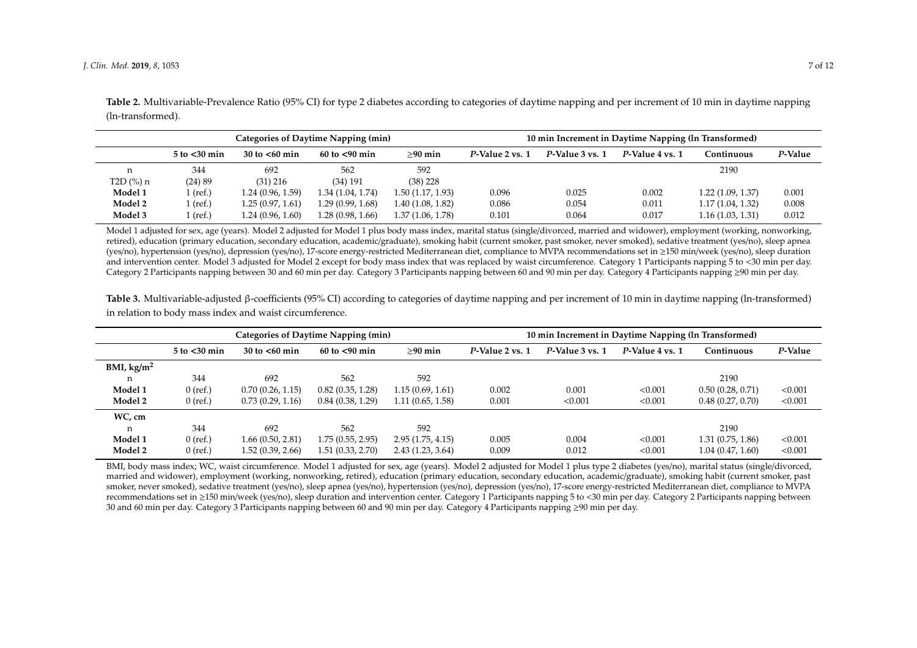**Table 2.** Multivariable-Prevalence Ratio (95% CI) for type 2 diabetes according to categories of daytime napping and per increment of 10 min in daytime napping (ln-transformed).

| | Categories of Daytime Napping (min) | | | | 10 min Increment in Daytime Napping (ln Transformed) | | | | |
|---|---|---|---|---|---|---|---|---|---|
| | 5 to <30 min | 30 to <60 min | 60 to <90 min | ≥90 min | *P*-Value 2 vs. 1 | *P*-Value 3 vs. 1 | *P*-Value 4 vs. 1 | Continuous | *P*-Value |
| n | 344 | 692 | 562 | 592 | | | | 2190 | |
| T2D (%) n | (24) 89 | (31) 216 | (34) 191 | (38) 228 | | | | | |
| **Model 1** | 1 (ref.) | 1.24 (0.96, 1.59) | 1.34 (1.04, 1.74) | 1.50 (1.17, 1.93) | 0.096 | 0.025 | 0.002 | 1.22 (1.09, 1.37) | 0.001 |
| **Model 2** | 1 (ref.) | 1.25 (0.97, 1.61) | 1.29 (0.99, 1.68) | 1.40 (1.08, 1.82) | 0.086 | 0.054 | 0.011 | 1.17 (1.04, 1.32) | 0.008 |
| **Model 3** | 1 (ref.) | 1.24 (0.96, 1.60) | 1.28 (0.98, 1.66) | 1.37 (1.06, 1.78) | 0.101 | 0.064 | 0.017 | 1.16 (1.03, 1.31) | 0.012 |

Model 1 adjusted for sex, age (years). Model 2 adjusted for Model 1 plus body mass index, marital status (single/divorced, married and widower), employment (working, nonworking, retired), education (primary education, secondary education, academic/graduate), smoking habit (current smoker, past smoker, never smoked), sedative treatment (yes/no), sleep apnea (yes/no), hypertension (yes/no), depression (yes/no), 17-score energy-restricted Mediterranean diet, compliance to MVPA recommendations set in ≥150 min/week (yes/no), sleep duration and intervention center. Model 3 adjusted for Model 2 except for body mass index that was replaced by waist circumference. Category 1 Participants napping 5 to <30 min per day. Category 2 Participants napping between 30 and 60 min per day. Category 3 Participants napping between 60 and 90 min per day. Category 4 Participants napping ≥90 min per day.

**Table 3.** Multivariable-adjusted β-coefficients (95% CI) according to categories of daytime napping and per increment of 10 min in daytime napping (ln-transformed) in relation to body mass index and waist circumference.

| | Categories of Daytime Napping (min) | | | | 10 min Increment in Daytime Napping (ln Transformed) | | | | |
|---|---|---|---|---|---|---|---|---|---|
| | 5 to <30 min | 30 to <60 min | 60 to <90 min | ≥90 min | *P*-Value 2 vs. 1 | *P*-Value 3 vs. 1 | *P*-Value 4 vs. 1 | Continuous | *P*-Value |
| **BMI, kg/m$^2$** | | | | | | | | | |
| n | 344 | 692 | 562 | 592 | | | | 2190 | |
| **Model 1** | 0 (ref.) | 0.70 (0.26, 1.15) | 0.82 (0.35, 1.28) | 1.15 (0.69, 1.61) | 0.002 | 0.001 | <0.001 | 0.50 (0.28, 0.71) | <0.001 |
| **Model 2** | 0 (ref.) | 0.73 (0.29, 1.16) | 0.84 (0.38, 1.29) | 1.11 (0.65, 1.58) | 0.001 | <0.001 | <0.001 | 0.48 (0.27, 0.70) | <0.001 |
| **WC, cm** | | | | | | | | | |
| n | 344 | 692 | 562 | 592 | | | | 2190 | |
| **Model 1** | 0 (ref.) | 1.66 (0.50, 2.81) | 1.75 (0.55, 2.95) | 2.95 (1.75, 4.15) | 0.005 | 0.004 | <0.001 | 1.31 (0.75, 1.86) | <0.001 |
| **Model 2** | 0 (ref.) | 1.52 (0.39, 2.66) | 1.51 (0.33, 2.70) | 2.43 (1.23, 3.64) | 0.009 | 0.012 | <0.001 | 1.04 (0.47, 1.60) | <0.001 |

BMI, body mass index; WC, waist circumference. Model 1 adjusted for sex, age (years). Model 2 adjusted for Model 1 plus type 2 diabetes (yes/no), marital status (single/divorced, married and widower), employment (working, nonworking, retired), education (primary education, secondary education, academic/graduate), smoking habit (current smoker, past smoker, never smoked), sedative treatment (yes/no), sleep apnea (yes/no), hypertension (yes/no), depression (yes/no), 17-score energy-restricted Mediterranean diet, compliance to MVPA recommendations set in ≥150 min/week (yes/no), sleep duration and intervention center. Category 1 Participants napping 5 to <30 min per day. Category 2 Participants napping between 30 and 60 min per day. Category 3 Participants napping between 60 and 90 min per day. Category 4 Participants napping ≥90 min per day.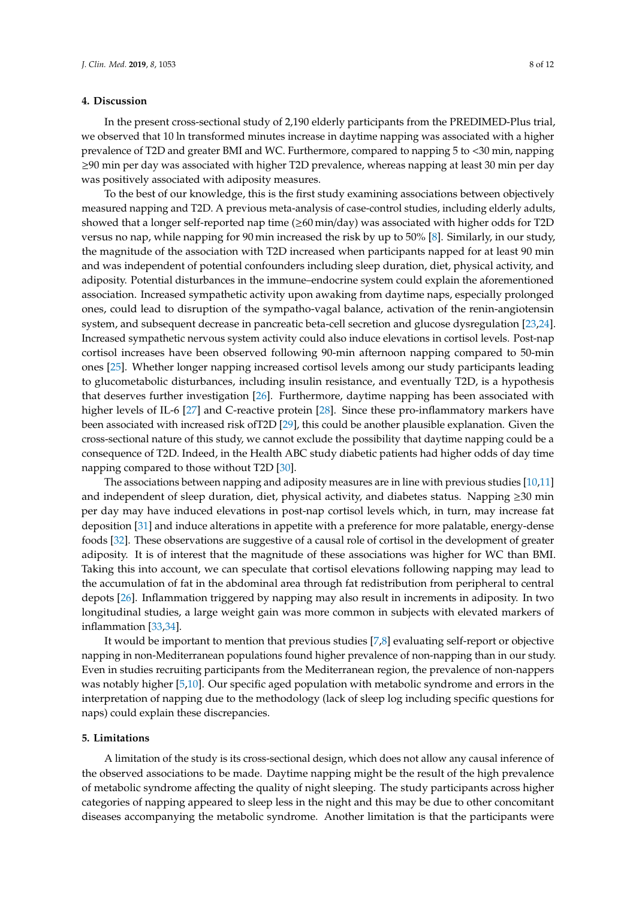## 4. Discussion

In the present cross-sectional study of 2,190 elderly participants from the PREDIMED-Plus trial, we observed that 10 ln transformed minutes increase in daytime napping was associated with a higher prevalence of T2D and greater BMI and WC. Furthermore, compared to napping 5 to <30 min, napping ≥90 min per day was associated with higher T2D prevalence, whereas napping at least 30 min per day was positively associated with adiposity measures.

To the best of our knowledge, this is the first study examining associations between objectively measured napping and T2D. A previous meta-analysis of case-control studies, including elderly adults, showed that a longer self-reported nap time (≥60 min/day) was associated with higher odds for T2D versus no nap, while napping for 90 min increased the risk by up to 50% [8]. Similarly, in our study, the magnitude of the association with T2D increased when participants napped for at least 90 min and was independent of potential confounders including sleep duration, diet, physical activity, and adiposity. Potential disturbances in the immune–endocrine system could explain the aforementioned association. Increased sympathetic activity upon awaking from daytime naps, especially prolonged ones, could lead to disruption of the sympatho-vagal balance, activation of the renin-angiotensin system, and subsequent decrease in pancreatic beta-cell secretion and glucose dysregulation [23,24]. Increased sympathetic nervous system activity could also induce elevations in cortisol levels. Post-nap cortisol increases have been observed following 90-min afternoon napping compared to 50-min ones [25]. Whether longer napping increased cortisol levels among our study participants leading to glucometabolic disturbances, including insulin resistance, and eventually T2D, is a hypothesis that deserves further investigation [26]. Furthermore, daytime napping has been associated with higher levels of IL-6 [27] and C-reactive protein [28]. Since these pro-inflammatory markers have been associated with increased risk ofT2D [29], this could be another plausible explanation. Given the cross-sectional nature of this study, we cannot exclude the possibility that daytime napping could be a consequence of T2D. Indeed, in the Health ABC study diabetic patients had higher odds of day time napping compared to those without T2D [30].

The associations between napping and adiposity measures are in line with previous studies [10,11] and independent of sleep duration, diet, physical activity, and diabetes status. Napping ≥30 min per day may have induced elevations in post-nap cortisol levels which, in turn, may increase fat deposition [31] and induce alterations in appetite with a preference for more palatable, energy-dense foods [32]. These observations are suggestive of a causal role of cortisol in the development of greater adiposity. It is of interest that the magnitude of these associations was higher for WC than BMI. Taking this into account, we can speculate that cortisol elevations following napping may lead to the accumulation of fat in the abdominal area through fat redistribution from peripheral to central depots [26]. Inflammation triggered by napping may also result in increments in adiposity. In two longitudinal studies, a large weight gain was more common in subjects with elevated markers of inflammation [33,34].

It would be important to mention that previous studies [7,8] evaluating self-report or objective napping in non-Mediterranean populations found higher prevalence of non-napping than in our study. Even in studies recruiting participants from the Mediterranean region, the prevalence of non-nappers was notably higher [5,10]. Our specific aged population with metabolic syndrome and errors in the interpretation of napping due to the methodology (lack of sleep log including specific questions for naps) could explain these discrepancies.

## 5. Limitations

A limitation of the study is its cross-sectional design, which does not allow any causal inference of the observed associations to be made. Daytime napping might be the result of the high prevalence of metabolic syndrome affecting the quality of night sleeping. The study participants across higher categories of napping appeared to sleep less in the night and this may be due to other concomitant diseases accompanying the metabolic syndrome. Another limitation is that the participants were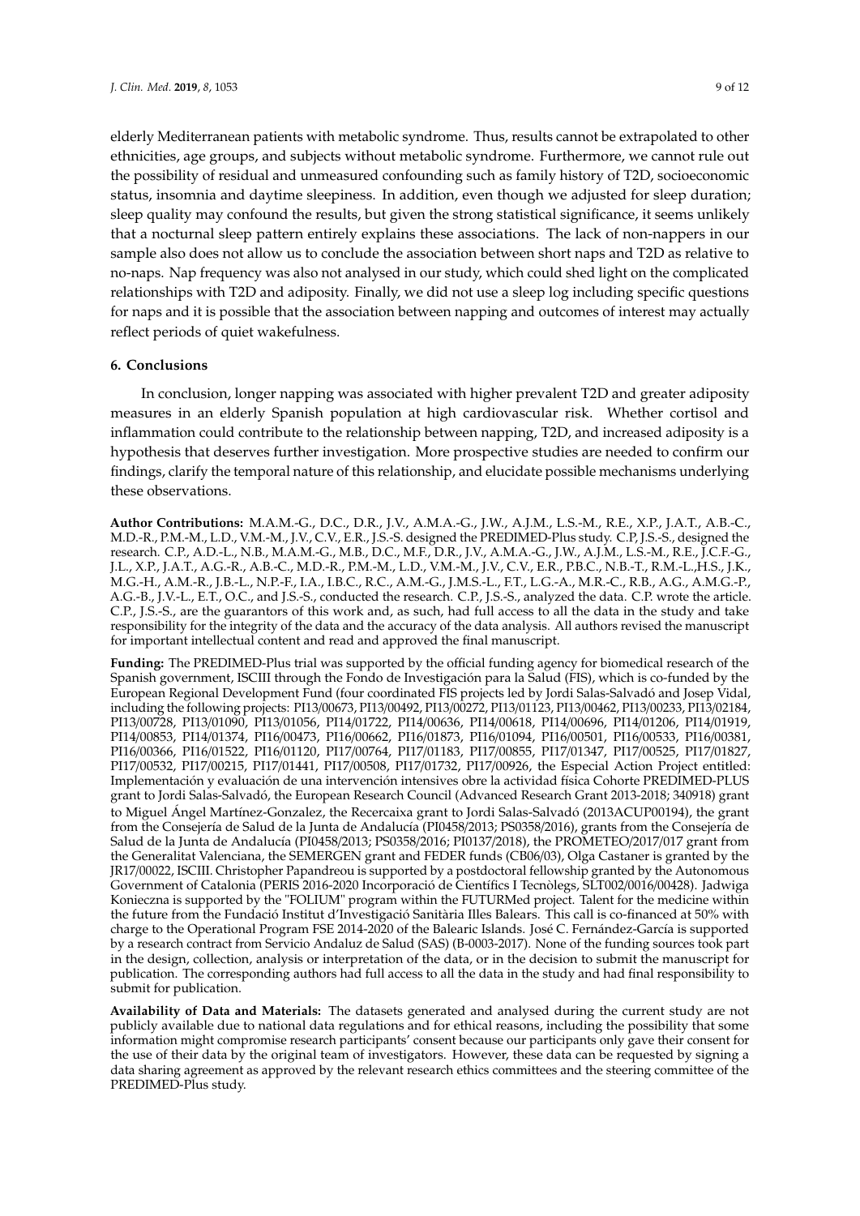elderly Mediterranean patients with metabolic syndrome. Thus, results cannot be extrapolated to other ethnicities, age groups, and subjects without metabolic syndrome. Furthermore, we cannot rule out the possibility of residual and unmeasured confounding such as family history of T2D, socioeconomic status, insomnia and daytime sleepiness. In addition, even though we adjusted for sleep duration; sleep quality may confound the results, but given the strong statistical significance, it seems unlikely that a nocturnal sleep pattern entirely explains these associations. The lack of non-nappers in our sample also does not allow us to conclude the association between short naps and T2D as relative to no-naps. Nap frequency was also not analysed in our study, which could shed light on the complicated relationships with T2D and adiposity. Finally, we did not use a sleep log including specific questions for naps and it is possible that the association between napping and outcomes of interest may actually reflect periods of quiet wakefulness.

## 6. Conclusions

In conclusion, longer napping was associated with higher prevalent T2D and greater adiposity measures in an elderly Spanish population at high cardiovascular risk. Whether cortisol and inflammation could contribute to the relationship between napping, T2D, and increased adiposity is a hypothesis that deserves further investigation. More prospective studies are needed to confirm our findings, clarify the temporal nature of this relationship, and elucidate possible mechanisms underlying these observations.

**Author Contributions:** M.A.M.-G., D.C., D.R., J.V., A.M.A.-G., J.W., A.J.M., L.S.-M., R.E., X.P., J.A.T., A.B.-C., M.D.-R., P.M.-M., L.D., V.M.-M., J.V., C.V., E.R., J.S.-S. designed the PREDIMED-Plus study. C.P, J.S.-S., designed the research. C.P., A.D.-L., N.B., M.A.M.-G., M.B., D.C., M.F., D.R., J.V., A.M.A.-G., J.W., A.J.M., L.S.-M., R.E., J.C.F.-G., J.L., X.P., J.A.T., A.G.-R., A.B.-C., M.D.-R., P.M.-M., L.D., V.M.-M., J.V., C.V., E.R., P.B.C., N.B.-T., R.M.-L.,H.S., J.K., M.G.-H., A.M.-R., J.B.-L., N.P.-F., I.A., I.B.C., R.C., A.M.-G., J.M.S.-L., F.T., L.G.-A., M.R.-C., R.B., A.G., A.M.G.-P., A.G.-B., J.V.-L., E.T., O.C., and J.S.-S., conducted the research. C.P., J.S.-S., analyzed the data. C.P. wrote the article. C.P., J.S.-S., are the guarantors of this work and, as such, had full access to all the data in the study and take responsibility for the integrity of the data and the accuracy of the data analysis. All authors revised the manuscript for important intellectual content and read and approved the final manuscript.

**Funding:** The PREDIMED-Plus trial was supported by the official funding agency for biomedical research of the Spanish government, ISCIII through the Fondo de Investigación para la Salud (FIS), which is co-funded by the European Regional Development Fund (four coordinated FIS projects led by Jordi Salas-Salvadó and Josep Vidal, including the following projects: PI13/00673, PI13/00492, PI13/00272, PI13/01123, PI13/00462, PI13/00233, PI13/02184, PI13/00728, PI13/01090, PI13/01056, PI14/01722, PI14/00636, PI14/00618, PI14/00696, PI14/01206, PI14/01919, PI14/00853, PI14/01374, PI16/00473, PI16/00662, PI16/01873, PI16/01094, PI16/00501, PI16/00533, PI16/00381, PI16/00366, PI16/01522, PI16/01120, PI17/00764, PI17/01183, PI17/00855, PI17/01347, PI17/00525, PI17/01827, PI17/00532, PI17/00215, PI17/01441, PI17/00508, PI17/01732, PI17/00926, the Especial Action Project entitled: Implementación y evaluación de una intervención intensives obre la actividad física Cohorte PREDIMED-PLUS grant to Jordi Salas-Salvadó, the European Research Council (Advanced Research Grant 2013-2018; 340918) grant to Miguel Ángel Martínez-Gonzalez, the Recercaixa grant to Jordi Salas-Salvadó (2013ACUP00194), the grant from the Consejería de Salud de la Junta de Andalucía (PI0458/2013; PS0358/2016), grants from the Consejería de Salud de la Junta de Andalucía (PI0458/2013; PS0358/2016; PI0137/2018), the PROMETEO/2017/017 grant from the Generalitat Valenciana, the SEMERGEN grant and FEDER funds (CB06/03), Olga Castaner is granted by the JR17/00022, ISCIII. Christopher Papandreou is supported by a postdoctoral fellowship granted by the Autonomous Government of Catalonia (PERIS 2016-2020 Incorporació de Científics I Tecnòlegs, SLT002/0016/00428). Jadwiga Konieczna is supported by the "FOLIUM" program within the FUTURMed project. Talent for the medicine within the future from the Fundació Institut d'Investigació Sanitària Illes Balears. This call is co-financed at 50% with charge to the Operational Program FSE 2014-2020 of the Balearic Islands. José C. Fernández-García is supported by a research contract from Servicio Andaluz de Salud (SAS) (B-0003-2017). None of the funding sources took part in the design, collection, analysis or interpretation of the data, or in the decision to submit the manuscript for publication. The corresponding authors had full access to all the data in the study and had final responsibility to submit for publication.

**Availability of Data and Materials:** The datasets generated and analysed during the current study are not publicly available due to national data regulations and for ethical reasons, including the possibility that some information might compromise research participants' consent because our participants only gave their consent for the use of their data by the original team of investigators. However, these data can be requested by signing a data sharing agreement as approved by the relevant research ethics committees and the steering committee of the PREDIMED-Plus study.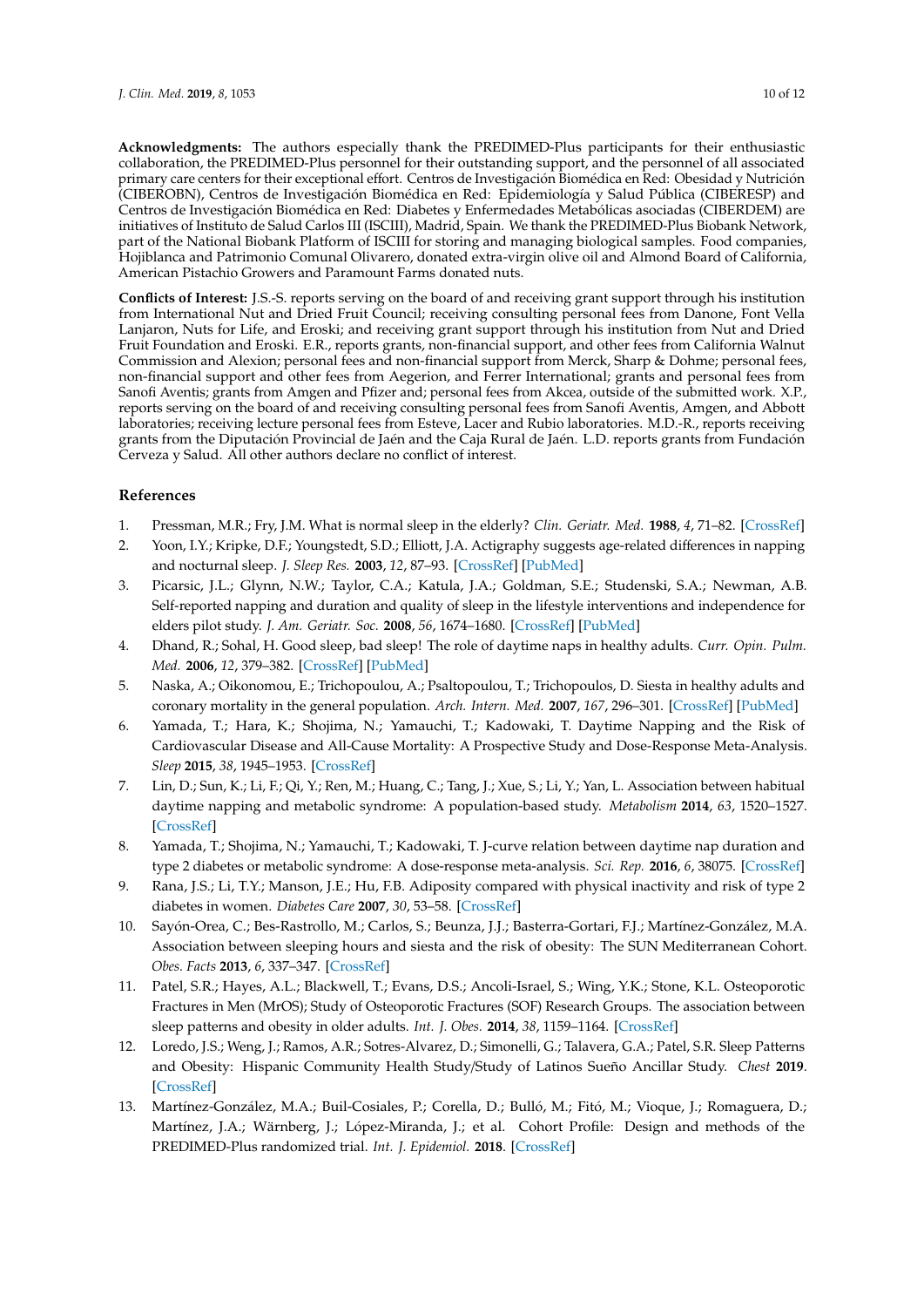**Acknowledgments:** The authors especially thank the PREDIMED-Plus participants for their enthusiastic collaboration, the PREDIMED-Plus personnel for their outstanding support, and the personnel of all associated primary care centers for their exceptional effort. Centros de Investigación Biomédica en Red: Obesidad y Nutrición (CIBEROBN), Centros de Investigación Biomédica en Red: Epidemiología y Salud Pública (CIBERESP) and Centros de Investigación Biomédica en Red: Diabetes y Enfermedades Metabólicas asociadas (CIBERDEM) are initiatives of Instituto de Salud Carlos III (ISCIII), Madrid, Spain. We thank the PREDIMED-Plus Biobank Network, part of the National Biobank Platform of ISCIII for storing and managing biological samples. Food companies, Hojiblanca and Patrimonio Comunal Olivarero, donated extra-virgin olive oil and Almond Board of California, American Pistachio Growers and Paramount Farms donated nuts.

**Conflicts of Interest:** J.S.-S. reports serving on the board of and receiving grant support through his institution from International Nut and Dried Fruit Council; receiving consulting personal fees from Danone, Font Vella Lanjaron, Nuts for Life, and Eroski; and receiving grant support through his institution from Nut and Dried Fruit Foundation and Eroski. E.R., reports grants, non-financial support, and other fees from California Walnut Commission and Alexion; personal fees and non-financial support from Merck, Sharp & Dohme; personal fees, non-financial support and other fees from Aegerion, and Ferrer International; grants and personal fees from Sanofi Aventis; grants from Amgen and Pfizer and; personal fees from Akcea, outside of the submitted work. X.P., reports serving on the board of and receiving consulting personal fees from Sanofi Aventis, Amgen, and Abbott laboratories; receiving lecture personal fees from Esteve, Lacer and Rubio laboratories. M.D.-R., reports receiving grants from the Diputación Provincial de Jaén and the Caja Rural de Jaén. L.D. reports grants from Fundación Cerveza y Salud. All other authors declare no conflict of interest.

## References

1. Pressman, M.R.; Fry, J.M. What is normal sleep in the elderly? *Clin. Geriatr. Med.* **1988**, *4*, 71–82. [CrossRef]
2. Yoon, I.Y.; Kripke, D.F.; Youngstedt, S.D.; Elliott, J.A. Actigraphy suggests age-related differences in napping and nocturnal sleep. *J. Sleep Res.* **2003**, *12*, 87–93. [CrossRef] [PubMed]
3. Picarsic, J.L.; Glynn, N.W.; Taylor, C.A.; Katula, J.A.; Goldman, S.E.; Studenski, S.A.; Newman, A.B. Self-reported napping and duration and quality of sleep in the lifestyle interventions and independence for elders pilot study. *J. Am. Geriatr. Soc.* **2008**, *56*, 1674–1680. [CrossRef] [PubMed]
4. Dhand, R.; Sohal, H. Good sleep, bad sleep! The role of daytime naps in healthy adults. *Curr. Opin. Pulm. Med.* **2006**, *12*, 379–382. [CrossRef] [PubMed]
5. Naska, A.; Oikonomou, E.; Trichopoulou, A.; Psaltopoulou, T.; Trichopoulos, D. Siesta in healthy adults and coronary mortality in the general population. *Arch. Intern. Med.* **2007**, *167*, 296–301. [CrossRef] [PubMed]
6. Yamada, T.; Hara, K.; Shojima, N.; Yamauchi, T.; Kadowaki, T. Daytime Napping and the Risk of Cardiovascular Disease and All-Cause Mortality: A Prospective Study and Dose-Response Meta-Analysis. *Sleep* **2015**, *38*, 1945–1953. [CrossRef]
7. Lin, D.; Sun, K.; Li, F.; Qi, Y.; Ren, M.; Huang, C.; Tang, J.; Xue, S.; Li, Y.; Yan, L. Association between habitual daytime napping and metabolic syndrome: A population-based study. *Metabolism* **2014**, *63*, 1520–1527. [CrossRef]
8. Yamada, T.; Shojima, N.; Yamauchi, T.; Kadowaki, T. J-curve relation between daytime nap duration and type 2 diabetes or metabolic syndrome: A dose-response meta-analysis. *Sci. Rep.* **2016**, *6*, 38075. [CrossRef]
9. Rana, J.S.; Li, T.Y.; Manson, J.E.; Hu, F.B. Adiposity compared with physical inactivity and risk of type 2 diabetes in women. *Diabetes Care* **2007**, *30*, 53–58. [CrossRef]
10. Sayón-Orea, C.; Bes-Rastrollo, M.; Carlos, S.; Beunza, J.J.; Basterra-Gortari, F.J.; Martínez-González, M.A. Association between sleeping hours and siesta and the risk of obesity: The SUN Mediterranean Cohort. *Obes. Facts* **2013**, *6*, 337–347. [CrossRef]
11. Patel, S.R.; Hayes, A.L.; Blackwell, T.; Evans, D.S.; Ancoli-Israel, S.; Wing, Y.K.; Stone, K.L. Osteoporotic Fractures in Men (MrOS); Study of Osteoporotic Fractures (SOF) Research Groups. The association between sleep patterns and obesity in older adults. *Int. J. Obes.* **2014**, *38*, 1159–1164. [CrossRef]
12. Loredo, J.S.; Weng, J.; Ramos, A.R.; Sotres-Alvarez, D.; Simonelli, G.; Talavera, G.A.; Patel, S.R. Sleep Patterns and Obesity: Hispanic Community Health Study/Study of Latinos Sueño Ancillar Study. *Chest* **2019**. [CrossRef]
13. Martínez-González, M.A.; Buil-Cosiales, P.; Corella, D.; Bulló, M.; Fitó, M.; Vioque, J.; Romaguera, D.; Martínez, J.A.; Wärnberg, J.; López-Miranda, J.; et al. Cohort Profile: Design and methods of the PREDIMED-Plus randomized trial. *Int. J. Epidemiol.* **2018**. [CrossRef]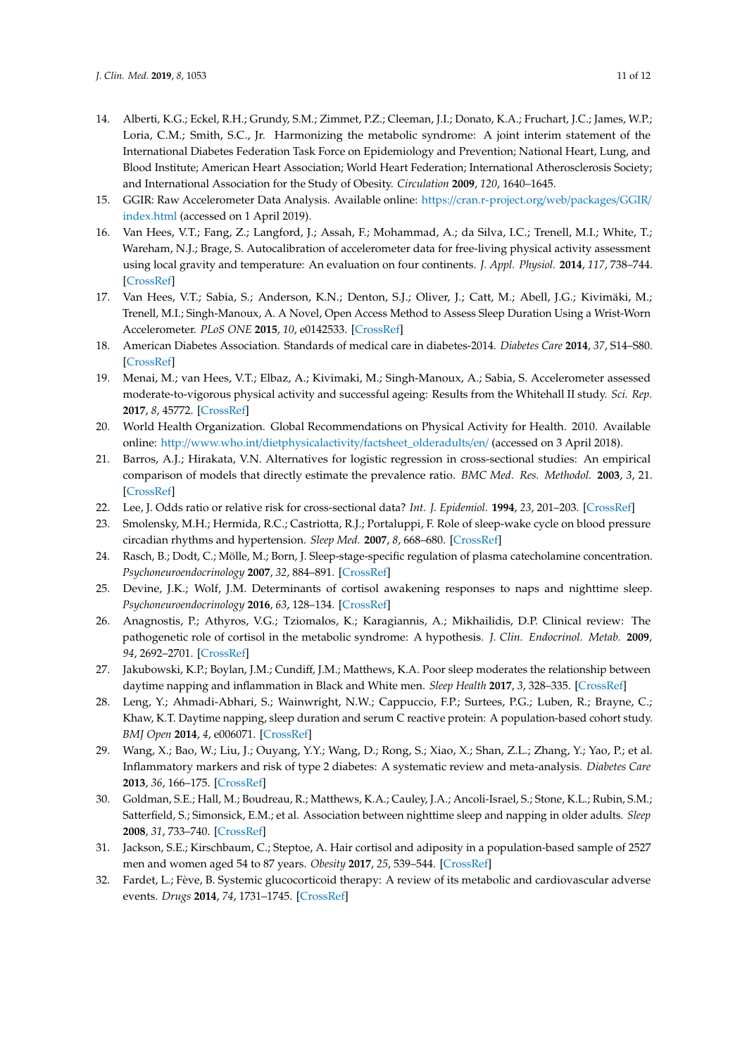14. Alberti, K.G.; Eckel, R.H.; Grundy, S.M.; Zimmet, P.Z.; Cleeman, J.I.; Donato, K.A.; Fruchart, J.C.; James, W.P.; Loria, C.M.; Smith, S.C., Jr. Harmonizing the metabolic syndrome: A joint interim statement of the International Diabetes Federation Task Force on Epidemiology and Prevention; National Heart, Lung, and Blood Institute; American Heart Association; World Heart Federation; International Atherosclerosis Society; and International Association for the Study of Obesity. *Circulation* **2009**, *120*, 1640–1645.
15. GGIR: Raw Accelerometer Data Analysis. Available online: https://cran.r-project.org/web/packages/GGIR/index.html (accessed on 1 April 2019).
16. Van Hees, V.T.; Fang, Z.; Langford, J.; Assah, F.; Mohammad, A.; da Silva, I.C.; Trenell, M.I.; White, T.; Wareham, N.J.; Brage, S. Autocalibration of accelerometer data for free-living physical activity assessment using local gravity and temperature: An evaluation on four continents. *J. Appl. Physiol.* **2014**, *117*, 738–744. [CrossRef]
17. Van Hees, V.T.; Sabia, S.; Anderson, K.N.; Denton, S.J.; Oliver, J.; Catt, M.; Abell, J.G.; Kivimäki, M.; Trenell, M.I.; Singh-Manoux, A. A Novel, Open Access Method to Assess Sleep Duration Using a Wrist-Worn Accelerometer. *PLoS ONE* **2015**, *10*, e0142533. [CrossRef]
18. American Diabetes Association. Standards of medical care in diabetes-2014. *Diabetes Care* **2014**, *37*, S14–S80. [CrossRef]
19. Menai, M.; van Hees, V.T.; Elbaz, A.; Kivimaki, M.; Singh-Manoux, A.; Sabia, S. Accelerometer assessed moderate-to-vigorous physical activity and successful ageing: Results from the Whitehall II study. *Sci. Rep.* **2017**, *8*, 45772. [CrossRef]
20. World Health Organization. Global Recommendations on Physical Activity for Health. 2010. Available online: http://www.who.int/dietphysicalactivity/factsheet_olderadults/en/ (accessed on 3 April 2018).
21. Barros, A.J.; Hirakata, V.N. Alternatives for logistic regression in cross-sectional studies: An empirical comparison of models that directly estimate the prevalence ratio. *BMC Med. Res. Methodol.* **2003**, *3*, 21. [CrossRef]
22. Lee, J. Odds ratio or relative risk for cross-sectional data? *Int. J. Epidemiol.* **1994**, *23*, 201–203. [CrossRef]
23. Smolensky, M.H.; Hermida, R.C.; Castriotta, R.J.; Portaluppi, F. Role of sleep-wake cycle on blood pressure circadian rhythms and hypertension. *Sleep Med.* **2007**, *8*, 668–680. [CrossRef]
24. Rasch, B.; Dodt, C.; Mölle, M.; Born, J. Sleep-stage-specific regulation of plasma catecholamine concentration. *Psychoneuroendocrinology* **2007**, *32*, 884–891. [CrossRef]
25. Devine, J.K.; Wolf, J.M. Determinants of cortisol awakening responses to naps and nighttime sleep. *Psychoneuroendocrinology* **2016**, *63*, 128–134. [CrossRef]
26. Anagnostis, P.; Athyros, V.G.; Tziomalos, K.; Karagiannis, A.; Mikhailidis, D.P. Clinical review: The pathogenetic role of cortisol in the metabolic syndrome: A hypothesis. *J. Clin. Endocrinol. Metab.* **2009**, *94*, 2692–2701. [CrossRef]
27. Jakubowski, K.P.; Boylan, J.M.; Cundiff, J.M.; Matthews, K.A. Poor sleep moderates the relationship between daytime napping and inflammation in Black and White men. *Sleep Health* **2017**, *3*, 328–335. [CrossRef]
28. Leng, Y.; Ahmadi-Abhari, S.; Wainwright, N.W.; Cappuccio, F.P.; Surtees, P.G.; Luben, R.; Brayne, C.; Khaw, K.T. Daytime napping, sleep duration and serum C reactive protein: A population-based cohort study. *BMJ Open* **2014**, *4*, e006071. [CrossRef]
29. Wang, X.; Bao, W.; Liu, J.; Ouyang, Y.Y.; Wang, D.; Rong, S.; Xiao, X.; Shan, Z.L.; Zhang, Y.; Yao, P.; et al. Inflammatory markers and risk of type 2 diabetes: A systematic review and meta-analysis. *Diabetes Care* **2013**, *36*, 166–175. [CrossRef]
30. Goldman, S.E.; Hall, M.; Boudreau, R.; Matthews, K.A.; Cauley, J.A.; Ancoli-Israel, S.; Stone, K.L.; Rubin, S.M.; Satterfield, S.; Simonsick, E.M.; et al. Association between nighttime sleep and napping in older adults. *Sleep* **2008**, *31*, 733–740. [CrossRef]
31. Jackson, S.E.; Kirschbaum, C.; Steptoe, A. Hair cortisol and adiposity in a population-based sample of 2527 men and women aged 54 to 87 years. *Obesity* **2017**, *25*, 539–544. [CrossRef]
32. Fardet, L.; Fève, B. Systemic glucocorticoid therapy: A review of its metabolic and cardiovascular adverse events. *Drugs* **2014**, *74*, 1731–1745. [CrossRef]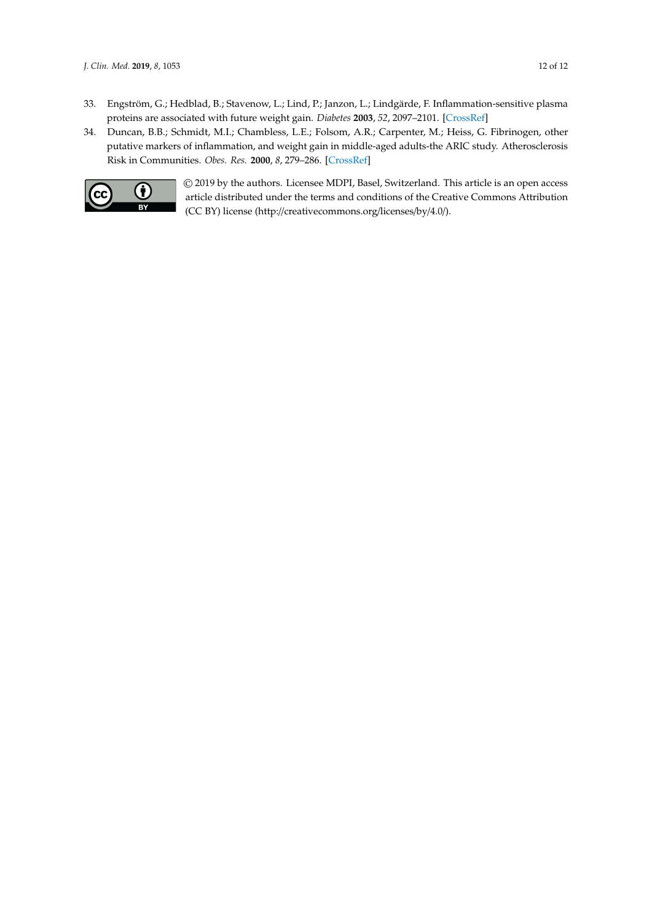33. Engström, G.; Hedblad, B.; Stavenow, L.; Lind, P.; Janzon, L.; Lindgärde, F. Inflammation-sensitive plasma proteins are associated with future weight gain. *Diabetes* **2003**, *52*, 2097–2101. [CrossRef]
34. Duncan, B.B.; Schmidt, M.I.; Chambless, L.E.; Folsom, A.R.; Carpenter, M.; Heiss, G. Fibrinogen, other putative markers of inflammation, and weight gain in middle-aged adults-the ARIC study. Atherosclerosis Risk in Communities. *Obes. Res.* **2000**, *8*, 279–286. [CrossRef]

© 2019 by the authors. Licensee MDPI, Basel, Switzerland. This article is an open access article distributed under the terms and conditions of the Creative Commons Attribution (CC BY) license (http://creativecommons.org/licenses/by/4.0/).